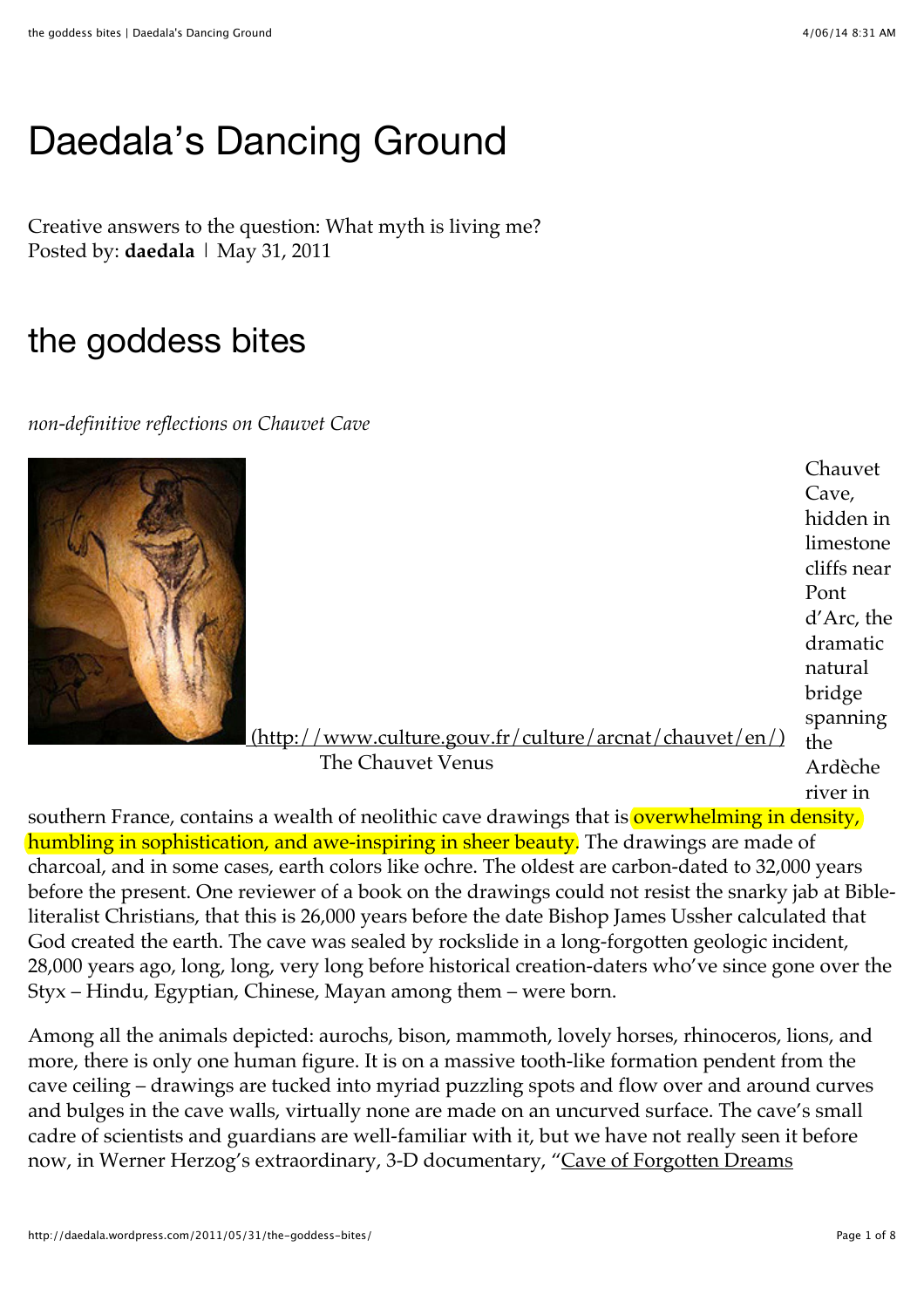# Daedala's Dancing Ground

Creative answers to the question: What myth is living me?
Posted by: **daedala** | May 31, 2011

## the goddess bites

*non-definitive reflections on Chauvet Cave*

(http://www.culture.gouv.fr/culture/arcnat/chauvet/en/)
The Chauvet Venus

Chauvet Cave, hidden in limestone cliffs near Pont d'Arc, the dramatic natural bridge spanning the Ardèche river in southern France, contains a wealth of neolithic cave drawings that is overwhelming in density, humbling in sophistication, and awe-inspiring in sheer beauty. The drawings are made of charcoal, and in some cases, earth colors like ochre. The oldest are carbon-dated to 32,000 years before the present. One reviewer of a book on the drawings could not resist the snarky jab at Bible-literalist Christians, that this is 26,000 years before the date Bishop James Ussher calculated that God created the earth. The cave was sealed by rockslide in a long-forgotten geologic incident, 28,000 years ago, long, long, very long before historical creation-daters who've since gone over the Styx – Hindu, Egyptian, Chinese, Mayan among them – were born.

Among all the animals depicted: aurochs, bison, mammoth, lovely horses, rhinoceros, lions, and more, there is only one human figure. It is on a massive tooth-like formation pendent from the cave ceiling – drawings are tucked into myriad puzzling spots and flow over and around curves and bulges in the cave walls, virtually none are made on an uncurved surface. The cave's small cadre of scientists and guardians are well-familiar with it, but we have not really seen it before now, in Werner Herzog's extraordinary, 3-D documentary, "Cave of Forgotten Dreams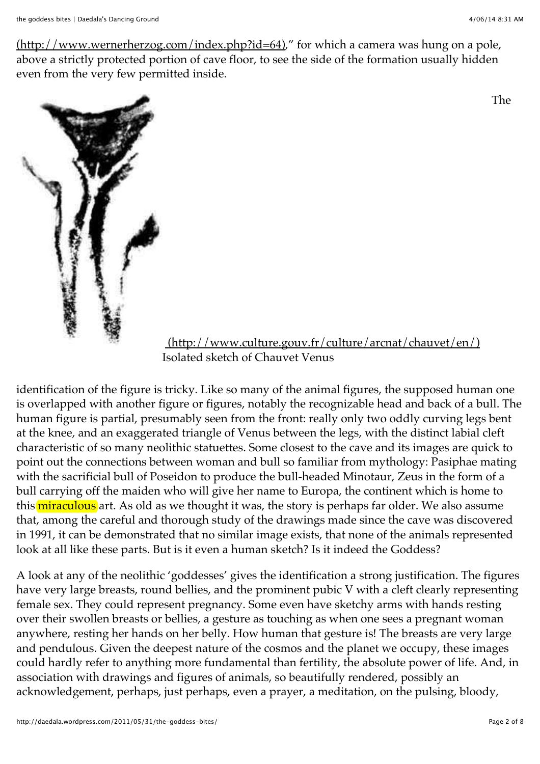(http://www.wernerherzog.com/index.php?id=64)," for which a camera was hung on a pole, above a strictly protected portion of cave floor, to see the side of the formation usually hidden even from the very few permitted inside.

(http://www.culture.gouv.fr/culture/arcnat/chauvet/en/)
Isolated sketch of Chauvet Venus

The identification of the figure is tricky. Like so many of the animal figures, the supposed human one is overlapped with another figure or figures, notably the recognizable head and back of a bull. The human figure is partial, presumably seen from the front: really only two oddly curving legs bent at the knee, and an exaggerated triangle of Venus between the legs, with the distinct labial cleft characteristic of so many neolithic statuettes. Some closest to the cave and its images are quick to point out the connections between woman and bull so familiar from mythology: Pasiphae mating with the sacrificial bull of Poseidon to produce the bull-headed Minotaur, Zeus in the form of a bull carrying off the maiden who will give her name to Europa, the continent which is home to this miraculous art. As old as we thought it was, the story is perhaps far older. We also assume that, among the careful and thorough study of the drawings made since the cave was discovered in 1991, it can be demonstrated that no similar image exists, that none of the animals represented look at all like these parts. But is it even a human sketch? Is it indeed the Goddess?

A look at any of the neolithic 'goddesses' gives the identification a strong justification. The figures have very large breasts, round bellies, and the prominent pubic V with a cleft clearly representing female sex. They could represent pregnancy. Some even have sketchy arms with hands resting over their swollen breasts or bellies, a gesture as touching as when one sees a pregnant woman anywhere, resting her hands on her belly. How human that gesture is! The breasts are very large and pendulous. Given the deepest nature of the cosmos and the planet we occupy, these images could hardly refer to anything more fundamental than fertility, the absolute power of life. And, in association with drawings and figures of animals, so beautifully rendered, possibly an acknowledgement, perhaps, just perhaps, even a prayer, a meditation, on the pulsing, bloody,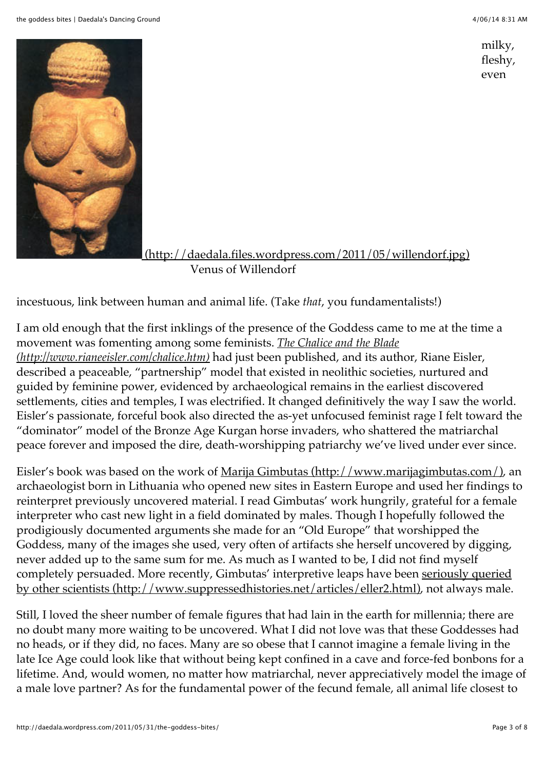milky, fleshy, even

[(http://daedala.files.wordpress.com/2011/05/willendorf.jpg)](http://daedala.files.wordpress.com/2011/05/willendorf.jpg)
Venus of Willendorf

incestuous, link between human and animal life. (Take *that*, you fundamentalists!)

I am old enough that the first inklings of the presence of the Goddess came to me at the time a movement was fomenting among some feminists. [*The Chalice and the Blade (http://www.rianeeisler.com/chalice.htm)*](http://www.rianeeisler.com/chalice.htm) had just been published, and its author, Riane Eisler, described a peaceable, "partnership" model that existed in neolithic societies, nurtured and guided by feminine power, evidenced by archaeological remains in the earliest discovered settlements, cities and temples, I was electrified. It changed definitively the way I saw the world. Eisler's passionate, forceful book also directed the as-yet unfocused feminist rage I felt toward the "dominator" model of the Bronze Age Kurgan horse invaders, who shattered the matriarchal peace forever and imposed the dire, death-worshipping patriarchy we've lived under ever since.

Eisler's book was based on the work of [Marija Gimbutas (http://www.marijagimbutas.com/)](http://www.marijagimbutas.com/), an archaeologist born in Lithuania who opened new sites in Eastern Europe and used her findings to reinterpret previously uncovered material. I read Gimbutas' work hungrily, grateful for a female interpreter who cast new light in a field dominated by males. Though I hopefully followed the prodigiously documented arguments she made for an "Old Europe" that worshipped the Goddess, many of the images she used, very often of artifacts she herself uncovered by digging, never added up to the same sum for me. As much as I wanted to be, I did not find myself completely persuaded. More recently, Gimbutas' interpretive leaps have been [seriously queried by other scientists (http://www.suppressedhistories.net/articles/eller2.html)](http://www.suppressedhistories.net/articles/eller2.html), not always male.

Still, I loved the sheer number of female figures that had lain in the earth for millennia; there are no doubt many more waiting to be uncovered. What I did not love was that these Goddesses had no heads, or if they did, no faces. Many are so obese that I cannot imagine a female living in the late Ice Age could look like that without being kept confined in a cave and force-fed bonbons for a lifetime. And, would women, no matter how matriarchal, never appreciatively model the image of a male love partner? As for the fundamental power of the fecund female, all animal life closest to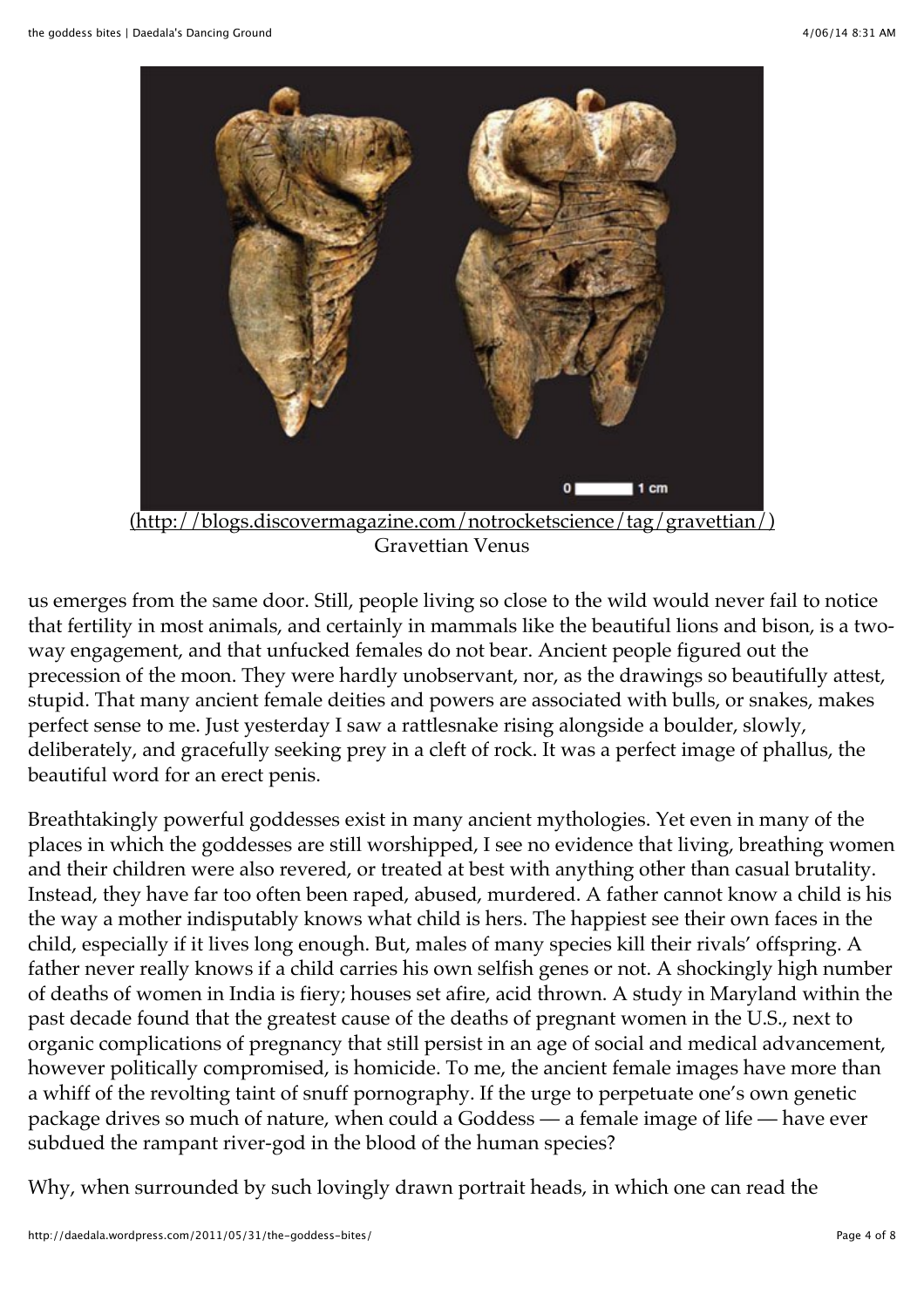(http://blogs.discovermagazine.com/notrocketscience/tag/gravettian/)
Gravettian Venus

us emerges from the same door. Still, people living so close to the wild would never fail to notice that fertility in most animals, and certainly in mammals like the beautiful lions and bison, is a two-way engagement, and that unfucked females do not bear. Ancient people figured out the precession of the moon. They were hardly unobservant, nor, as the drawings so beautifully attest, stupid. That many ancient female deities and powers are associated with bulls, or snakes, makes perfect sense to me. Just yesterday I saw a rattlesnake rising alongside a boulder, slowly, deliberately, and gracefully seeking prey in a cleft of rock. It was a perfect image of phallus, the beautiful word for an erect penis.

Breathtakingly powerful goddesses exist in many ancient mythologies. Yet even in many of the places in which the goddesses are still worshipped, I see no evidence that living, breathing women and their children were also revered, or treated at best with anything other than casual brutality. Instead, they have far too often been raped, abused, murdered. A father cannot know a child is his the way a mother indisputably knows what child is hers. The happiest see their own faces in the child, especially if it lives long enough. But, males of many species kill their rivals' offspring. A father never really knows if a child carries his own selfish genes or not. A shockingly high number of deaths of women in India is fiery; houses set afire, acid thrown. A study in Maryland within the past decade found that the greatest cause of the deaths of pregnant women in the U.S., next to organic complications of pregnancy that still persist in an age of social and medical advancement, however politically compromised, is homicide. To me, the ancient female images have more than a whiff of the revolting taint of snuff pornography. If the urge to perpetuate one's own genetic package drives so much of nature, when could a Goddess — a female image of life — have ever subdued the rampant river-god in the blood of the human species?

Why, when surrounded by such lovingly drawn portrait heads, in which one can read the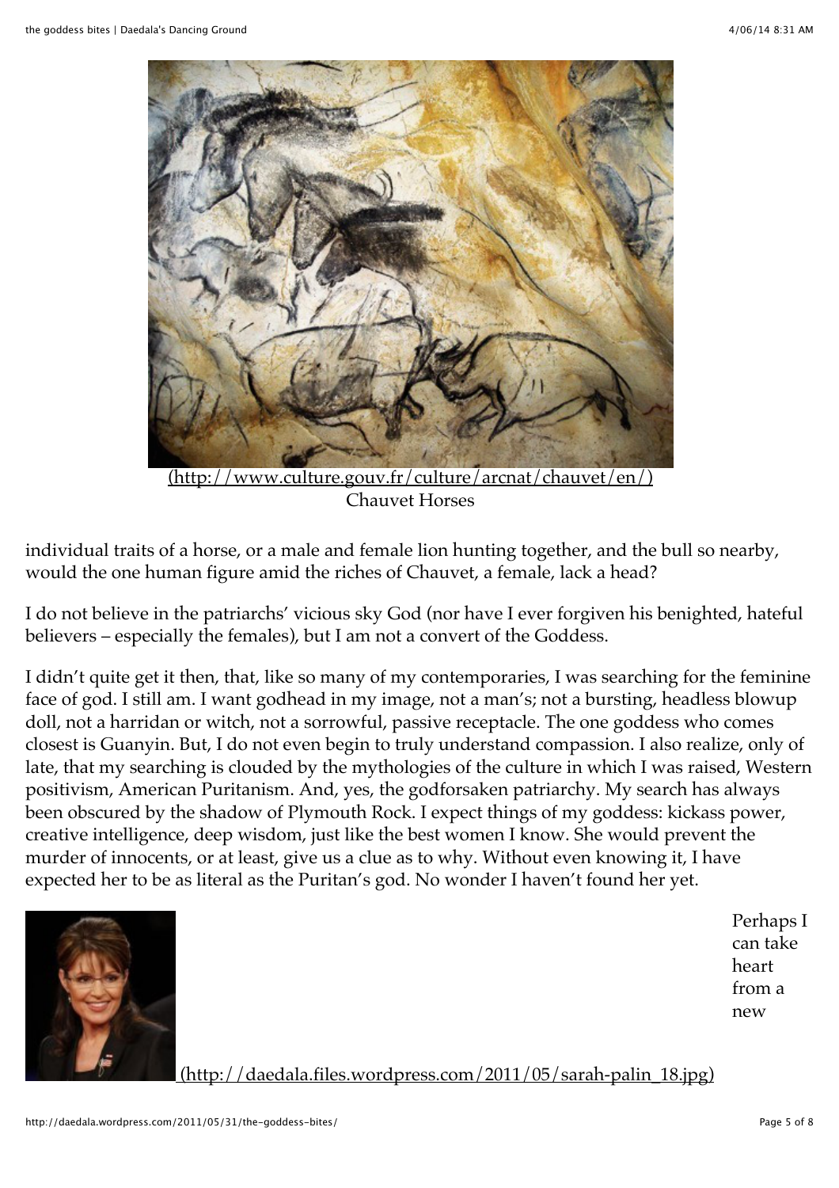(http://www.culture.gouv.fr/culture/arcnat/chauvet/en/)
Chauvet Horses

individual traits of a horse, or a male and female lion hunting together, and the bull so nearby, would the one human figure amid the riches of Chauvet, a female, lack a head?

I do not believe in the patriarchs' vicious sky God (nor have I ever forgiven his benighted, hateful believers – especially the females), but I am not a convert of the Goddess.

I didn't quite get it then, that, like so many of my contemporaries, I was searching for the feminine face of god. I still am. I want godhead in my image, not a man's; not a bursting, headless blowup doll, not a harridan or witch, not a sorrowful, passive receptacle. The one goddess who comes closest is Guanyin. But, I do not even begin to truly understand compassion. I also realize, only of late, that my searching is clouded by the mythologies of the culture in which I was raised, Western positivism, American Puritanism. And, yes, the godforsaken patriarchy. My search has always been obscured by the shadow of Plymouth Rock. I expect things of my goddess: kickass power, creative intelligence, deep wisdom, just like the best women I know. She would prevent the murder of innocents, or at least, give us a clue as to why. Without even knowing it, I have expected her to be as literal as the Puritan's god. No wonder I haven't found her yet.

(http://daedala.files.wordpress.com/2011/05/sarah-palin_18.jpg)

Perhaps I can take heart from a new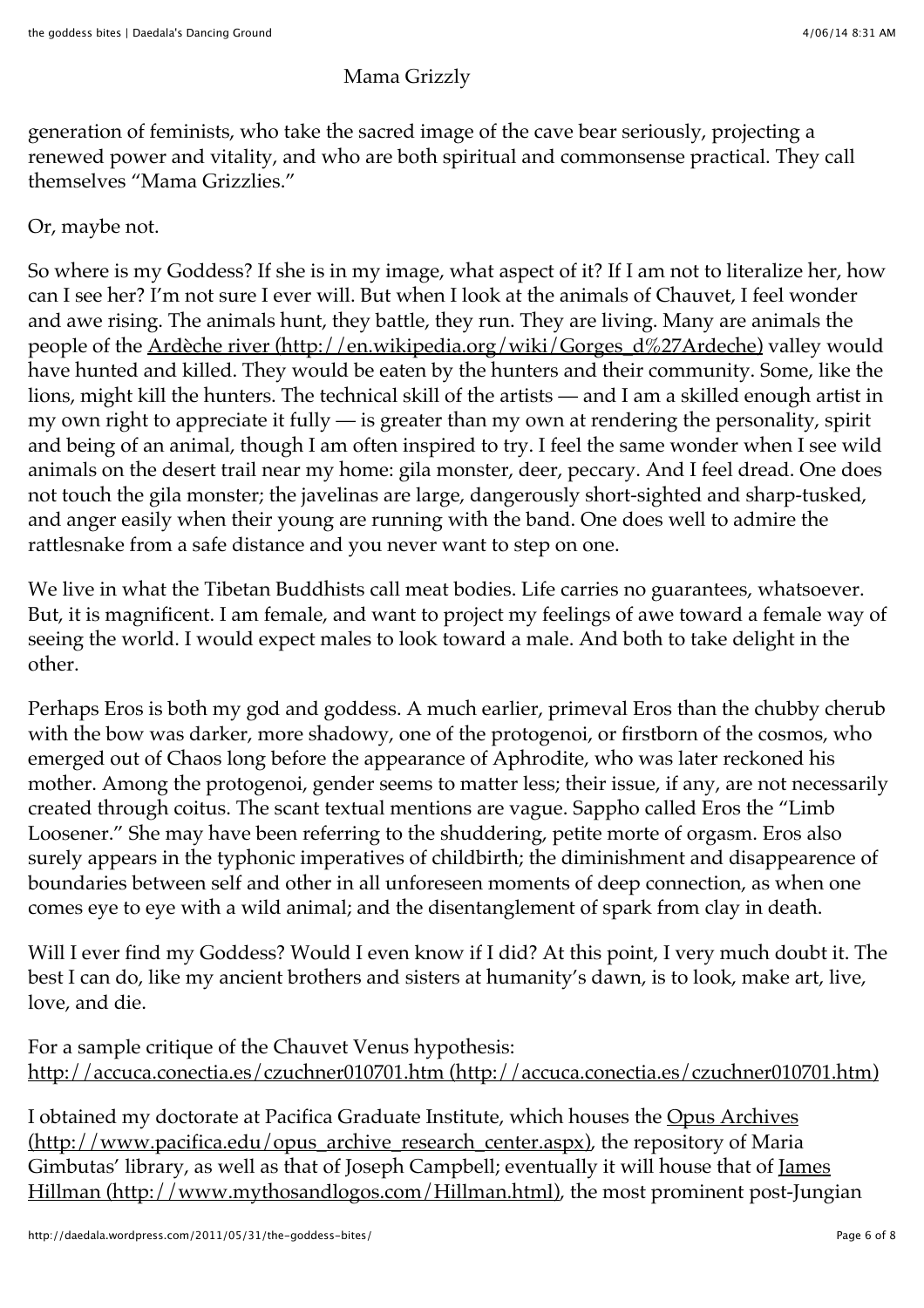Mama Grizzly

generation of feminists, who take the sacred image of the cave bear seriously, projecting a renewed power and vitality, and who are both spiritual and commonsense practical. They call themselves "Mama Grizzlies."

Or, maybe not.

So where is my Goddess? If she is in my image, what aspect of it? If I am not to literalize her, how can I see her? I'm not sure I ever will. But when I look at the animals of Chauvet, I feel wonder and awe rising. The animals hunt, they battle, they run. They are living. Many are animals the people of the Ardèche river (http://en.wikipedia.org/wiki/Gorges_d%27Ardeche) valley would have hunted and killed. They would be eaten by the hunters and their community. Some, like the lions, might kill the hunters. The technical skill of the artists — and I am a skilled enough artist in my own right to appreciate it fully — is greater than my own at rendering the personality, spirit and being of an animal, though I am often inspired to try. I feel the same wonder when I see wild animals on the desert trail near my home: gila monster, deer, peccary. And I feel dread. One does not touch the gila monster; the javelinas are large, dangerously short-sighted and sharp-tusked, and anger easily when their young are running with the band. One does well to admire the rattlesnake from a safe distance and you never want to step on one.

We live in what the Tibetan Buddhists call meat bodies. Life carries no guarantees, whatsoever. But, it is magnificent. I am female, and want to project my feelings of awe toward a female way of seeing the world. I would expect males to look toward a male. And both to take delight in the other.

Perhaps Eros is both my god and goddess. A much earlier, primeval Eros than the chubby cherub with the bow was darker, more shadowy, one of the protogenoi, or firstborn of the cosmos, who emerged out of Chaos long before the appearance of Aphrodite, who was later reckoned his mother. Among the protogenoi, gender seems to matter less; their issue, if any, are not necessarily created through coitus. The scant textual mentions are vague. Sappho called Eros the "Limb Loosener." She may have been referring to the shuddering, petite morte of orgasm. Eros also surely appears in the typhonic imperatives of childbirth; the diminishment and disappearence of boundaries between self and other in all unforeseen moments of deep connection, as when one comes eye to eye with a wild animal; and the disentanglement of spark from clay in death.

Will I ever find my Goddess? Would I even know if I did? At this point, I very much doubt it. The best I can do, like my ancient brothers and sisters at humanity's dawn, is to look, make art, live, love, and die.

For a sample critique of the Chauvet Venus hypothesis: http://accuca.conectia.es/czuchner010701.htm (http://accuca.conectia.es/czuchner010701.htm)

I obtained my doctorate at Pacifica Graduate Institute, which houses the Opus Archives (http://www.pacifica.edu/opus_archive_research_center.aspx), the repository of Maria Gimbutas' library, as well as that of Joseph Campbell; eventually it will house that of James Hillman (http://www.mythosandlogos.com/Hillman.html), the most prominent post-Jungian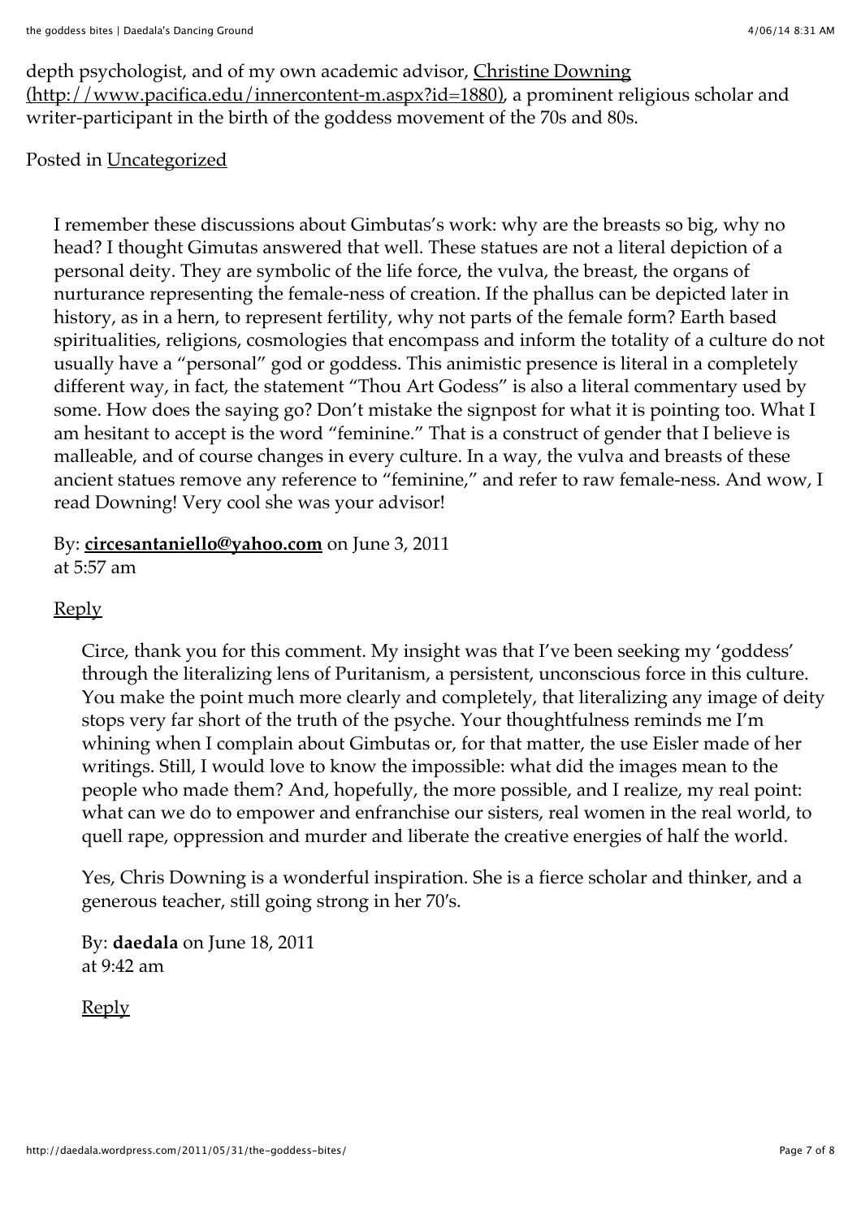depth psychologist, and of my own academic advisor, [Christine Downing (http://www.pacifica.edu/innercontent-m.aspx?id=1880)](http://www.pacifica.edu/innercontent-m.aspx?id=1880), a prominent religious scholar and writer-participant in the birth of the goddess movement of the 70s and 80s.

Posted in Uncategorized

> I remember these discussions about Gimbutas's work: why are the breasts so big, why no head? I thought Gimutas answered that well. These statues are not a literal depiction of a personal deity. They are symbolic of the life force, the vulva, the breast, the organs of nurturance representing the female-ness of creation. If the phallus can be depicted later in history, as in a hern, to represent fertility, why not parts of the female form? Earth based spiritualities, religions, cosmologies that encompass and inform the totality of a culture do not usually have a "personal" god or goddess. This animistic presence is literal in a completely different way, in fact, the statement "Thou Art Godess" is also a literal commentary used by some. How does the saying go? Don't mistake the signpost for what it is pointing too. What I am hesitant to accept is the word "feminine." That is a construct of gender that I believe is malleable, and of course changes in every culture. In a way, the vulva and breasts of these ancient statues remove any reference to "feminine," and refer to raw female-ness. And wow, I read Downing! Very cool she was your advisor!
>
> By: **circesantaniello@yahoo.com** on June 3, 2011 at 5:57 am
>
> Reply
>
> > Circe, thank you for this comment. My insight was that I've been seeking my 'goddess' through the literalizing lens of Puritanism, a persistent, unconscious force in this culture. You make the point much more clearly and completely, that literalizing any image of deity stops very far short of the truth of the psyche. Your thoughtfulness reminds me I'm whining when I complain about Gimbutas or, for that matter, the use Eisler made of her writings. Still, I would love to know the impossible: what did the images mean to the people who made them? And, hopefully, the more possible, and I realize, my real point: what can we do to empower and enfranchise our sisters, real women in the real world, to quell rape, oppression and murder and liberate the creative energies of half the world.
> >
> > Yes, Chris Downing is a wonderful inspiration. She is a fierce scholar and thinker, and a generous teacher, still going strong in her 70's.
> >
> > By: **daedala** on June 18, 2011 at 9:42 am
> >
> > Reply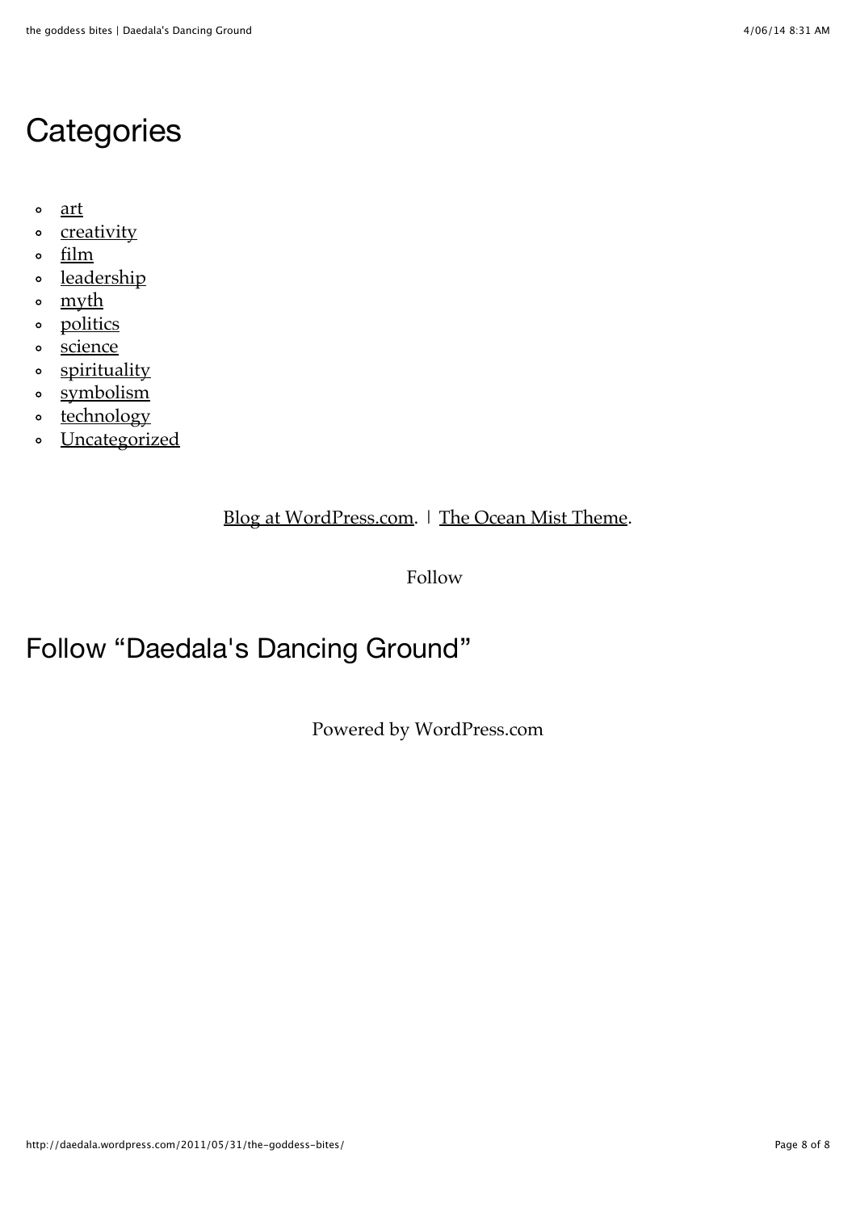## Categories

- art
- creativity
- film
- leadership
- myth
- politics
- science
- spirituality
- symbolism
- technology
- Uncategorized

Blog at WordPress.com. | The Ocean Mist Theme.

Follow

## Follow "Daedala's Dancing Ground"

Powered by WordPress.com